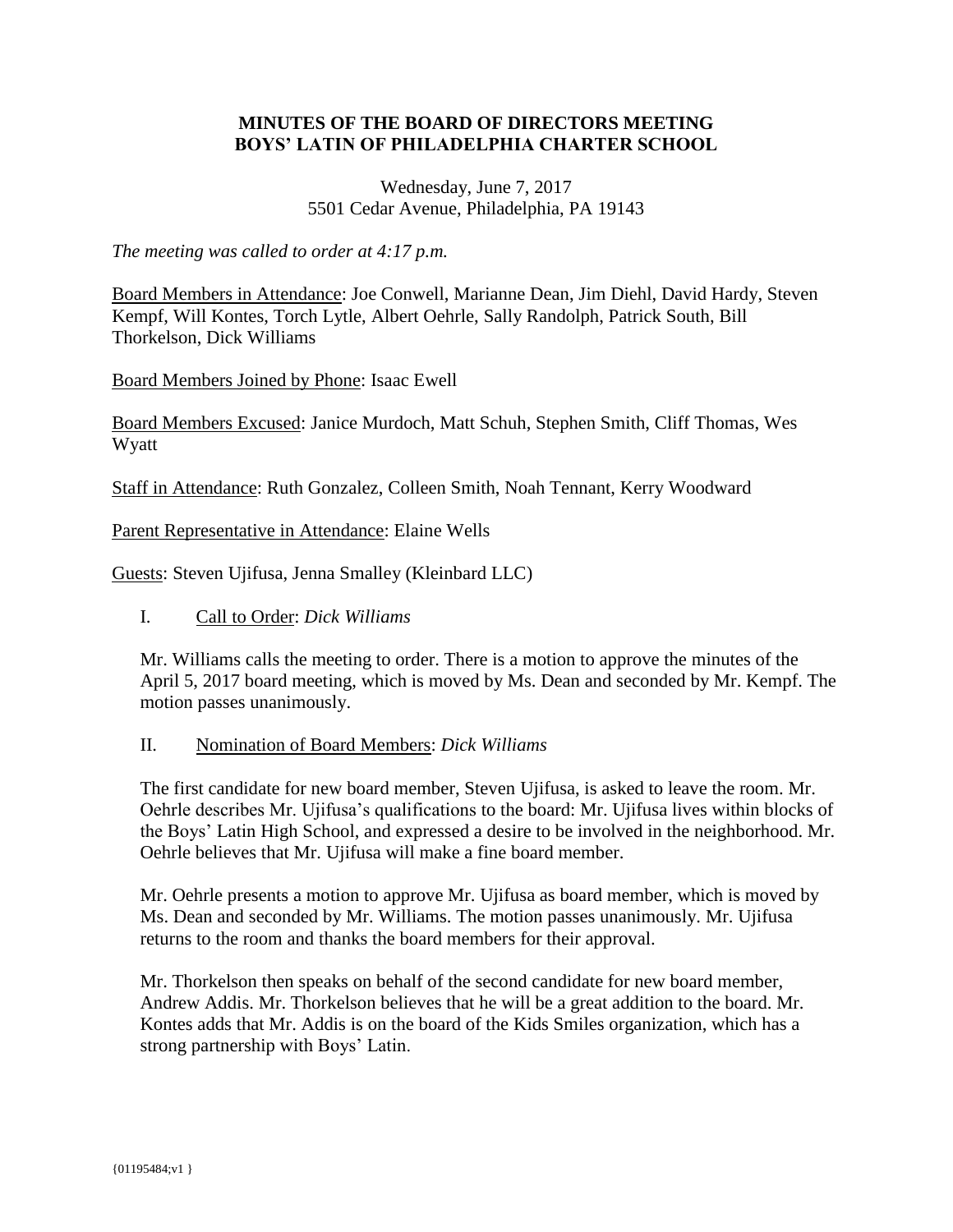# MINUTES OF THE BOARD OF DIRECTORS MEETING
# BOYS' LATIN OF PHILADELPHIA CHARTER SCHOOL

Wednesday, June 7, 2017
5501 Cedar Avenue, Philadelphia, PA 19143

*The meeting was called to order at 4:17 p.m.*

Board Members in Attendance: Joe Conwell, Marianne Dean, Jim Diehl, David Hardy, Steven Kempf, Will Kontes, Torch Lytle, Albert Oehrle, Sally Randolph, Patrick South, Bill Thorkelson, Dick Williams

Board Members Joined by Phone: Isaac Ewell

Board Members Excused: Janice Murdoch, Matt Schuh, Stephen Smith, Cliff Thomas, Wes Wyatt

Staff in Attendance: Ruth Gonzalez, Colleen Smith, Noah Tennant, Kerry Woodward

Parent Representative in Attendance: Elaine Wells

Guests: Steven Ujifusa, Jenna Smalley (Kleinbard LLC)

I. Call to Order: *Dick Williams*

Mr. Williams calls the meeting to order. There is a motion to approve the minutes of the April 5, 2017 board meeting, which is moved by Ms. Dean and seconded by Mr. Kempf. The motion passes unanimously.

II. Nomination of Board Members: *Dick Williams*

The first candidate for new board member, Steven Ujifusa, is asked to leave the room. Mr. Oehrle describes Mr. Ujifusa's qualifications to the board: Mr. Ujifusa lives within blocks of the Boys' Latin High School, and expressed a desire to be involved in the neighborhood. Mr. Oehrle believes that Mr. Ujifusa will make a fine board member.

Mr. Oehrle presents a motion to approve Mr. Ujifusa as board member, which is moved by Ms. Dean and seconded by Mr. Williams. The motion passes unanimously. Mr. Ujifusa returns to the room and thanks the board members for their approval.

Mr. Thorkelson then speaks on behalf of the second candidate for new board member, Andrew Addis. Mr. Thorkelson believes that he will be a great addition to the board. Mr. Kontes adds that Mr. Addis is on the board of the Kids Smiles organization, which has a strong partnership with Boys' Latin.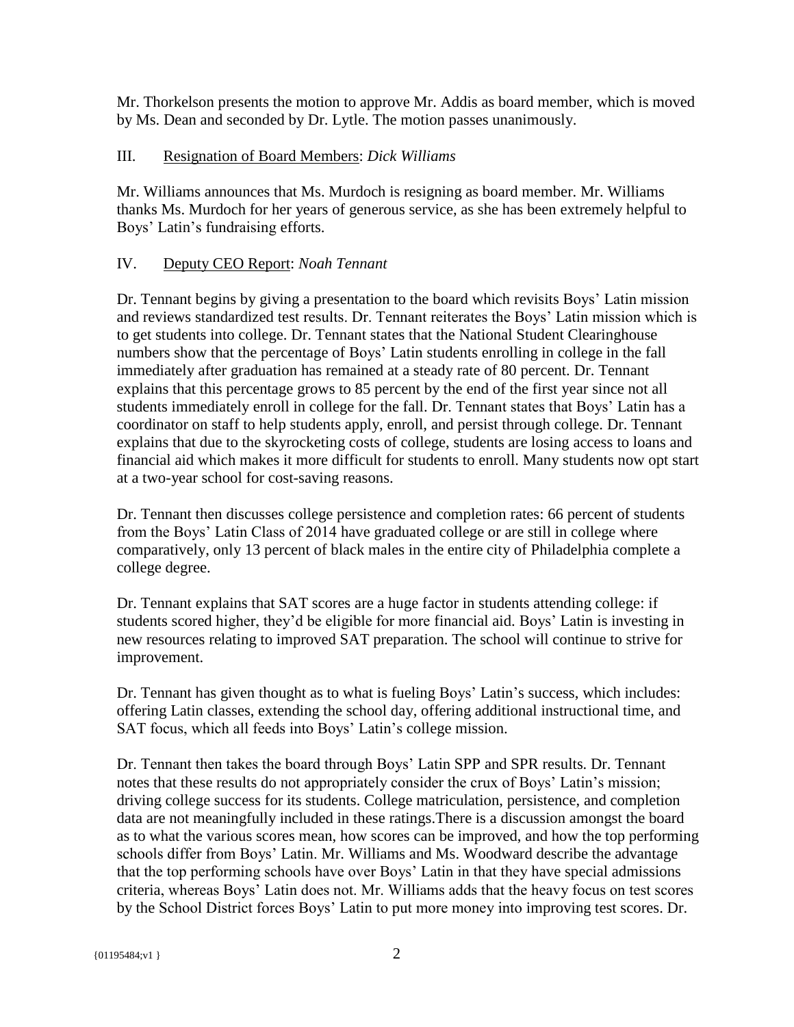Mr. Thorkelson presents the motion to approve Mr. Addis as board member, which is moved by Ms. Dean and seconded by Dr. Lytle. The motion passes unanimously.

III. <u>Resignation of Board Members</u>: *Dick Williams*

Mr. Williams announces that Ms. Murdoch is resigning as board member. Mr. Williams thanks Ms. Murdoch for her years of generous service, as she has been extremely helpful to Boys' Latin's fundraising efforts.

IV. <u>Deputy CEO Report</u>: *Noah Tennant*

Dr. Tennant begins by giving a presentation to the board which revisits Boys' Latin mission and reviews standardized test results. Dr. Tennant reiterates the Boys' Latin mission which is to get students into college. Dr. Tennant states that the National Student Clearinghouse numbers show that the percentage of Boys' Latin students enrolling in college in the fall immediately after graduation has remained at a steady rate of 80 percent. Dr. Tennant explains that this percentage grows to 85 percent by the end of the first year since not all students immediately enroll in college for the fall. Dr. Tennant states that Boys' Latin has a coordinator on staff to help students apply, enroll, and persist through college. Dr. Tennant explains that due to the skyrocketing costs of college, students are losing access to loans and financial aid which makes it more difficult for students to enroll. Many students now opt start at a two-year school for cost-saving reasons.

Dr. Tennant then discusses college persistence and completion rates: 66 percent of students from the Boys' Latin Class of 2014 have graduated college or are still in college where comparatively, only 13 percent of black males in the entire city of Philadelphia complete a college degree.

Dr. Tennant explains that SAT scores are a huge factor in students attending college: if students scored higher, they'd be eligible for more financial aid. Boys' Latin is investing in new resources relating to improved SAT preparation. The school will continue to strive for improvement.

Dr. Tennant has given thought as to what is fueling Boys' Latin's success, which includes: offering Latin classes, extending the school day, offering additional instructional time, and SAT focus, which all feeds into Boys' Latin's college mission.

Dr. Tennant then takes the board through Boys' Latin SPP and SPR results. Dr. Tennant notes that these results do not appropriately consider the crux of Boys' Latin's mission; driving college success for its students. College matriculation, persistence, and completion data are not meaningfully included in these ratings.There is a discussion amongst the board as to what the various scores mean, how scores can be improved, and how the top performing schools differ from Boys' Latin. Mr. Williams and Ms. Woodward describe the advantage that the top performing schools have over Boys' Latin in that they have special admissions criteria, whereas Boys' Latin does not. Mr. Williams adds that the heavy focus on test scores by the School District forces Boys' Latin to put more money into improving test scores. Dr.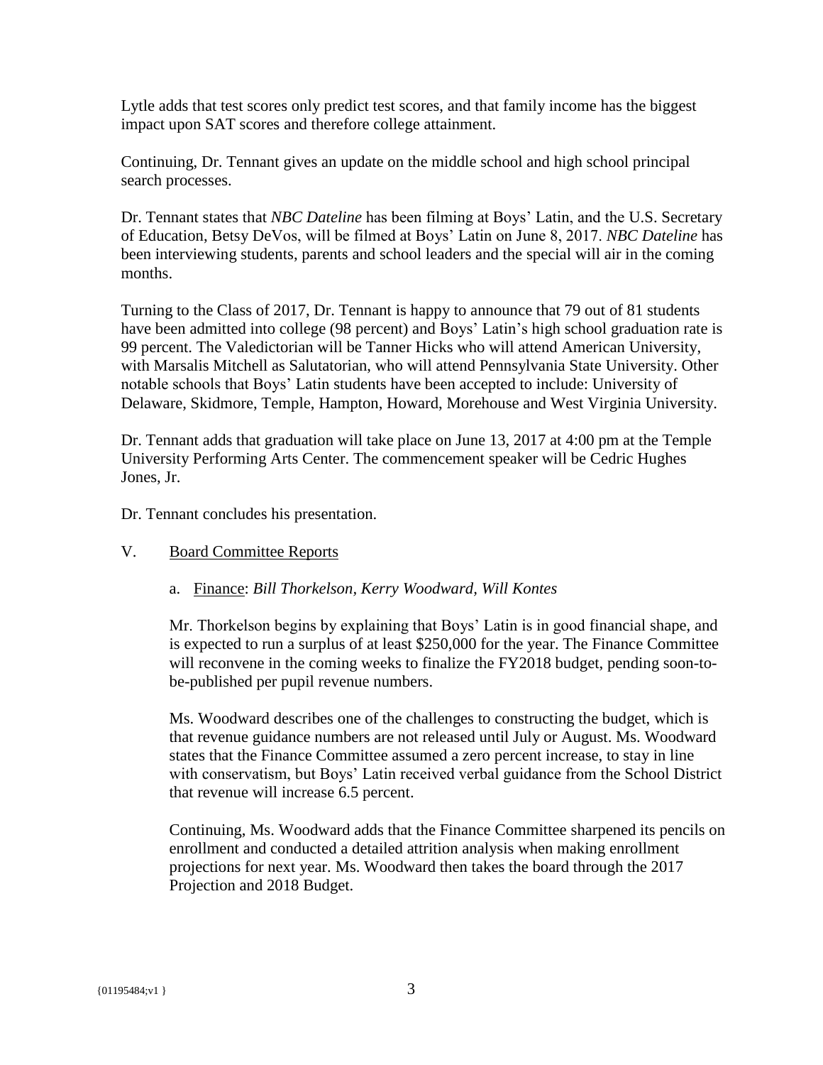Lytle adds that test scores only predict test scores, and that family income has the biggest impact upon SAT scores and therefore college attainment.

Continuing, Dr. Tennant gives an update on the middle school and high school principal search processes.

Dr. Tennant states that *NBC Dateline* has been filming at Boys' Latin, and the U.S. Secretary of Education, Betsy DeVos, will be filmed at Boys' Latin on June 8, 2017. *NBC Dateline* has been interviewing students, parents and school leaders and the special will air in the coming months.

Turning to the Class of 2017, Dr. Tennant is happy to announce that 79 out of 81 students have been admitted into college (98 percent) and Boys' Latin's high school graduation rate is 99 percent. The Valedictorian will be Tanner Hicks who will attend American University, with Marsalis Mitchell as Salutatorian, who will attend Pennsylvania State University. Other notable schools that Boys' Latin students have been accepted to include: University of Delaware, Skidmore, Temple, Hampton, Howard, Morehouse and West Virginia University.

Dr. Tennant adds that graduation will take place on June 13, 2017 at 4:00 pm at the Temple University Performing Arts Center. The commencement speaker will be Cedric Hughes Jones, Jr.

Dr. Tennant concludes his presentation.

V. <u>Board Committee Reports</u>

a. <u>Finance</u>: *Bill Thorkelson, Kerry Woodward, Will Kontes*

Mr. Thorkelson begins by explaining that Boys' Latin is in good financial shape, and is expected to run a surplus of at least $250,000 for the year. The Finance Committee will reconvene in the coming weeks to finalize the FY2018 budget, pending soon-to-be-published per pupil revenue numbers.

Ms. Woodward describes one of the challenges to constructing the budget, which is that revenue guidance numbers are not released until July or August. Ms. Woodward states that the Finance Committee assumed a zero percent increase, to stay in line with conservatism, but Boys' Latin received verbal guidance from the School District that revenue will increase 6.5 percent.

Continuing, Ms. Woodward adds that the Finance Committee sharpened its pencils on enrollment and conducted a detailed attrition analysis when making enrollment projections for next year. Ms. Woodward then takes the board through the 2017 Projection and 2018 Budget.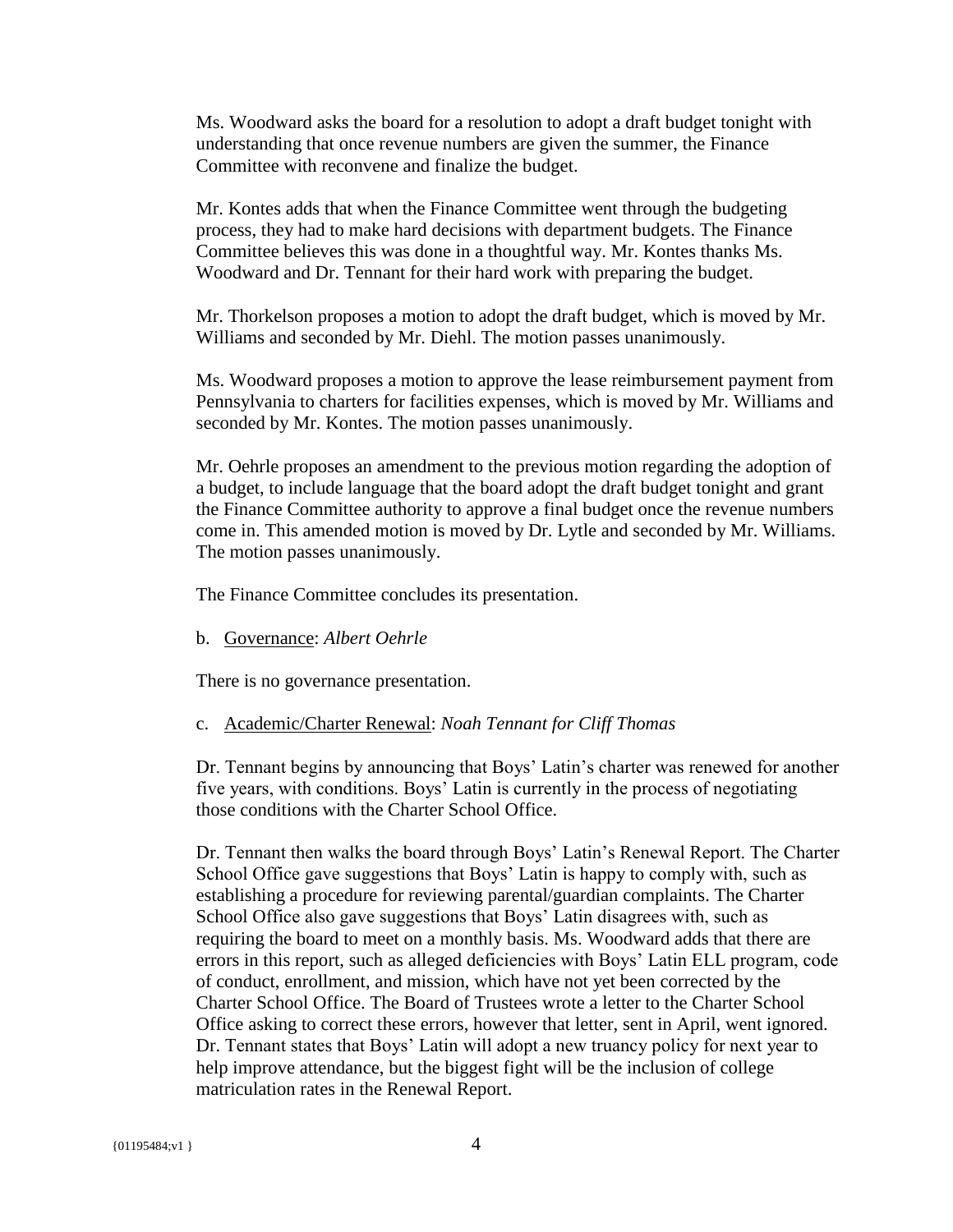Ms. Woodward asks the board for a resolution to adopt a draft budget tonight with understanding that once revenue numbers are given the summer, the Finance Committee with reconvene and finalize the budget.

Mr. Kontes adds that when the Finance Committee went through the budgeting process, they had to make hard decisions with department budgets. The Finance Committee believes this was done in a thoughtful way. Mr. Kontes thanks Ms. Woodward and Dr. Tennant for their hard work with preparing the budget.

Mr. Thorkelson proposes a motion to adopt the draft budget, which is moved by Mr. Williams and seconded by Mr. Diehl. The motion passes unanimously.

Ms. Woodward proposes a motion to approve the lease reimbursement payment from Pennsylvania to charters for facilities expenses, which is moved by Mr. Williams and seconded by Mr. Kontes. The motion passes unanimously.

Mr. Oehrle proposes an amendment to the previous motion regarding the adoption of a budget, to include language that the board adopt the draft budget tonight and grant the Finance Committee authority to approve a final budget once the revenue numbers come in. This amended motion is moved by Dr. Lytle and seconded by Mr. Williams. The motion passes unanimously.

The Finance Committee concludes its presentation.

b. Governance: *Albert Oehrle*

There is no governance presentation.

c. Academic/Charter Renewal: *Noah Tennant for Cliff Thomas*

Dr. Tennant begins by announcing that Boys' Latin's charter was renewed for another five years, with conditions. Boys' Latin is currently in the process of negotiating those conditions with the Charter School Office.

Dr. Tennant then walks the board through Boys' Latin's Renewal Report. The Charter School Office gave suggestions that Boys' Latin is happy to comply with, such as establishing a procedure for reviewing parental/guardian complaints. The Charter School Office also gave suggestions that Boys' Latin disagrees with, such as requiring the board to meet on a monthly basis. Ms. Woodward adds that there are errors in this report, such as alleged deficiencies with Boys' Latin ELL program, code of conduct, enrollment, and mission, which have not yet been corrected by the Charter School Office. The Board of Trustees wrote a letter to the Charter School Office asking to correct these errors, however that letter, sent in April, went ignored. Dr. Tennant states that Boys' Latin will adopt a new truancy policy for next year to help improve attendance, but the biggest fight will be the inclusion of college matriculation rates in the Renewal Report.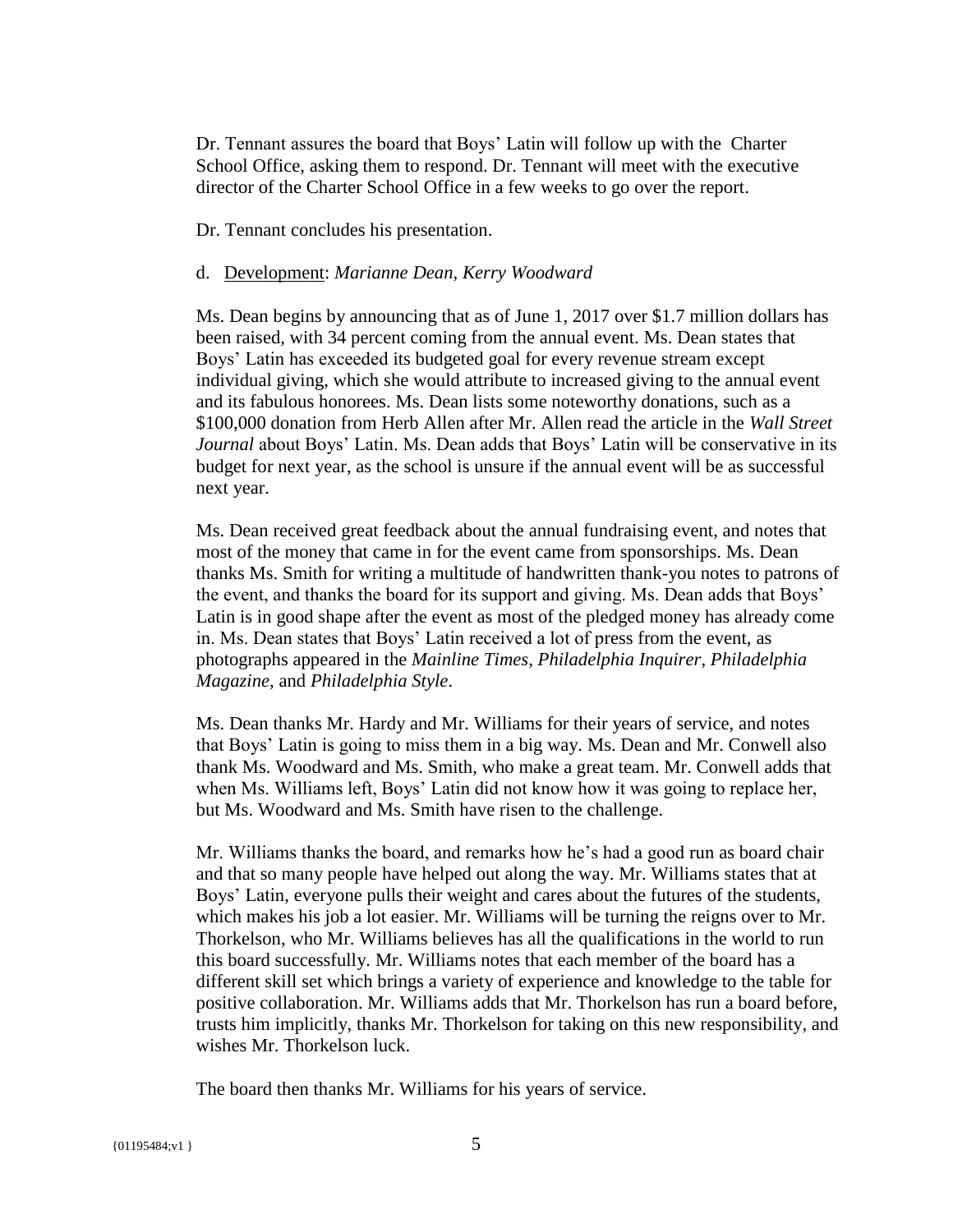Dr. Tennant assures the board that Boys' Latin will follow up with the Charter School Office, asking them to respond. Dr. Tennant will meet with the executive director of the Charter School Office in a few weeks to go over the report.

Dr. Tennant concludes his presentation.

d. Development: *Marianne Dean, Kerry Woodward*

Ms. Dean begins by announcing that as of June 1, 2017 over $1.7 million dollars has been raised, with 34 percent coming from the annual event. Ms. Dean states that Boys' Latin has exceeded its budgeted goal for every revenue stream except individual giving, which she would attribute to increased giving to the annual event and its fabulous honorees. Ms. Dean lists some noteworthy donations, such as a $100,000 donation from Herb Allen after Mr. Allen read the article in the *Wall Street Journal* about Boys' Latin. Ms. Dean adds that Boys' Latin will be conservative in its budget for next year, as the school is unsure if the annual event will be as successful next year.

Ms. Dean received great feedback about the annual fundraising event, and notes that most of the money that came in for the event came from sponsorships. Ms. Dean thanks Ms. Smith for writing a multitude of handwritten thank-you notes to patrons of the event, and thanks the board for its support and giving. Ms. Dean adds that Boys' Latin is in good shape after the event as most of the pledged money has already come in. Ms. Dean states that Boys' Latin received a lot of press from the event, as photographs appeared in the *Mainline Times*, *Philadelphia Inquirer*, *Philadelphia Magazine*, and *Philadelphia Style*.

Ms. Dean thanks Mr. Hardy and Mr. Williams for their years of service, and notes that Boys' Latin is going to miss them in a big way. Ms. Dean and Mr. Conwell also thank Ms. Woodward and Ms. Smith, who make a great team. Mr. Conwell adds that when Ms. Williams left, Boys' Latin did not know how it was going to replace her, but Ms. Woodward and Ms. Smith have risen to the challenge.

Mr. Williams thanks the board, and remarks how he's had a good run as board chair and that so many people have helped out along the way. Mr. Williams states that at Boys' Latin, everyone pulls their weight and cares about the futures of the students, which makes his job a lot easier. Mr. Williams will be turning the reigns over to Mr. Thorkelson, who Mr. Williams believes has all the qualifications in the world to run this board successfully. Mr. Williams notes that each member of the board has a different skill set which brings a variety of experience and knowledge to the table for positive collaboration. Mr. Williams adds that Mr. Thorkelson has run a board before, trusts him implicitly, thanks Mr. Thorkelson for taking on this new responsibility, and wishes Mr. Thorkelson luck.

The board then thanks Mr. Williams for his years of service.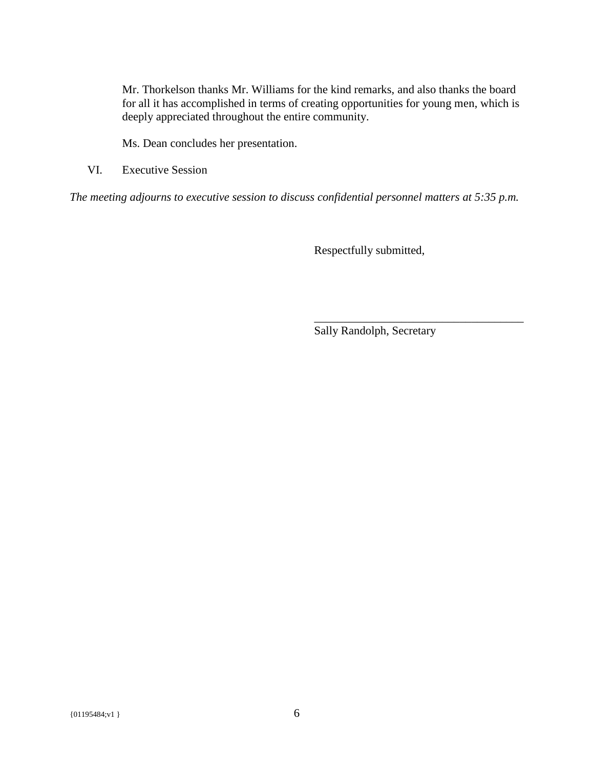Mr. Thorkelson thanks Mr. Williams for the kind remarks, and also thanks the board for all it has accomplished in terms of creating opportunities for young men, which is deeply appreciated throughout the entire community.

Ms. Dean concludes her presentation.

VI. Executive Session

*The meeting adjourns to executive session to discuss confidential personnel matters at 5:35 p.m.*

Respectfully submitted,

\_\_\_\_\_\_\_\_\_\_\_\_\_\_\_\_\_\_\_\_\_\_\_\_\_\_\_\_\_\_\_\_\_\_\_\_\_\_

Sally Randolph, Secretary

{01195484;v1 }